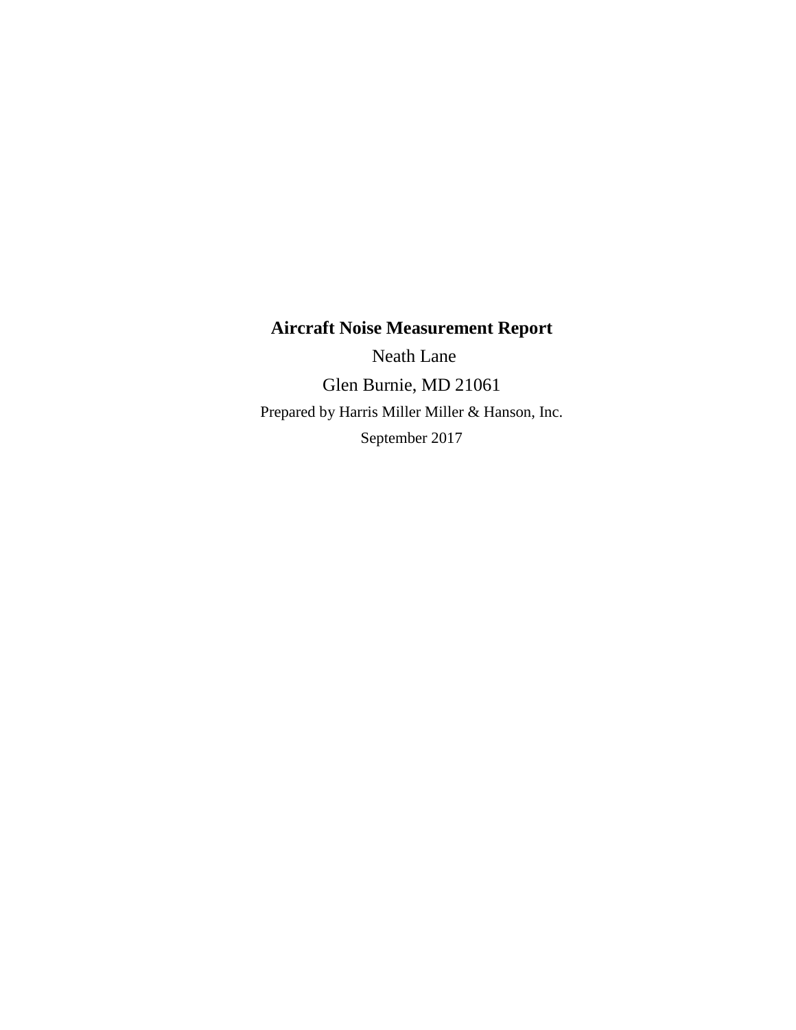# Aircraft Noise Measurement Report

Neath Lane

Glen Burnie, MD 21061

Prepared by Harris Miller Miller & Hanson, Inc.

September 2017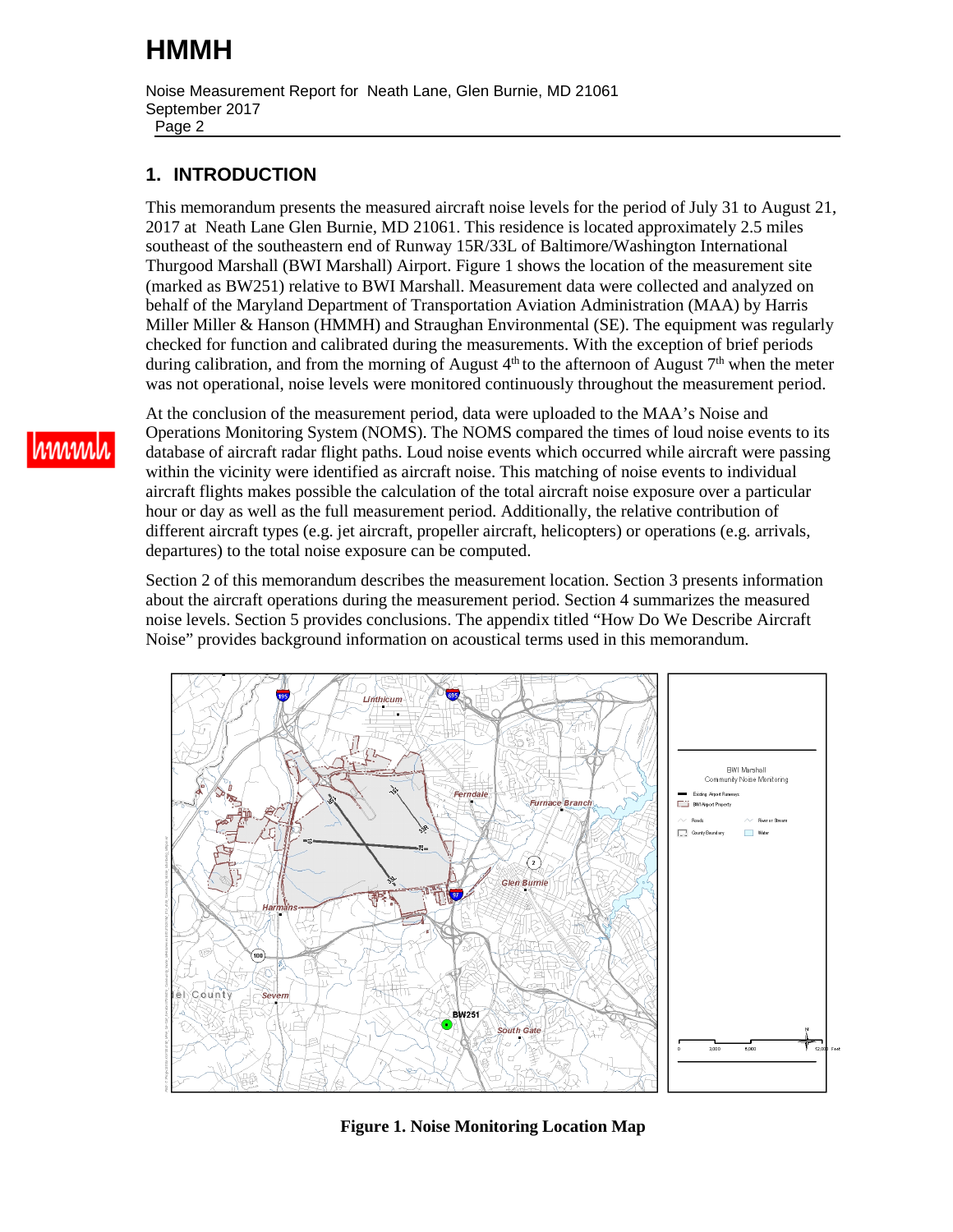## 1. INTRODUCTION

This memorandum presents the measured aircraft noise levels for the period of July 31 to August 21, 2017 at Neath Lane Glen Burnie, MD 21061. This residence is located approximately 2.5 miles southeast of the southeastern end of Runway 15R/33L of Baltimore/Washington International Thurgood Marshall (BWI Marshall) Airport. Figure 1 shows the location of the measurement site (marked as BW251) relative to BWI Marshall. Measurement data were collected and analyzed on behalf of the Maryland Department of Transportation Aviation Administration (MAA) by Harris Miller Miller & Hanson (HMMH) and Straughan Environmental (SE). The equipment was regularly checked for function and calibrated during the measurements. With the exception of brief periods during calibration, and from the morning of August 4th to the afternoon of August 7th when the meter was not operational, noise levels were monitored continuously throughout the measurement period.

At the conclusion of the measurement period, data were uploaded to the MAA's Noise and Operations Monitoring System (NOMS). The NOMS compared the times of loud noise events to its database of aircraft radar flight paths. Loud noise events which occurred while aircraft were passing within the vicinity were identified as aircraft noise. This matching of noise events to individual aircraft flights makes possible the calculation of the total aircraft noise exposure over a particular hour or day as well as the full measurement period. Additionally, the relative contribution of different aircraft types (e.g. jet aircraft, propeller aircraft, helicopters) or operations (e.g. arrivals, departures) to the total noise exposure can be computed.

Section 2 of this memorandum describes the measurement location. Section 3 presents information about the aircraft operations during the measurement period. Section 4 summarizes the measured noise levels. Section 5 provides conclusions. The appendix titled "How Do We Describe Aircraft Noise" provides background information on acoustical terms used in this memorandum.

**Figure 1. Noise Monitoring Location Map**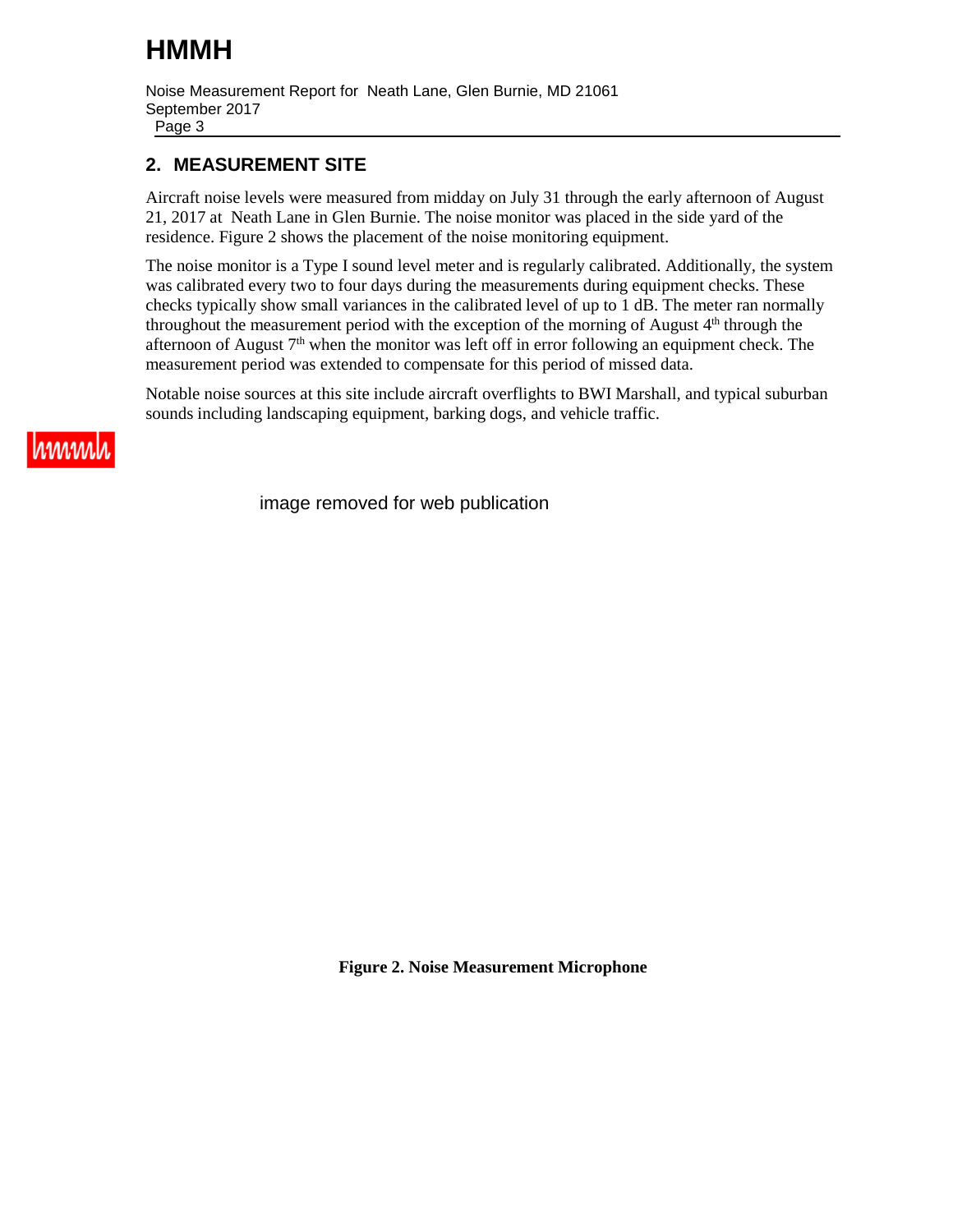## 2. MEASUREMENT SITE

Aircraft noise levels were measured from midday on July 31 through the early afternoon of August 21, 2017 at Neath Lane in Glen Burnie. The noise monitor was placed in the side yard of the residence. Figure 2 shows the placement of the noise monitoring equipment.

The noise monitor is a Type I sound level meter and is regularly calibrated. Additionally, the system was calibrated every two to four days during the measurements during equipment checks. These checks typically show small variances in the calibrated level of up to 1 dB. The meter ran normally throughout the measurement period with the exception of the morning of August 4th through the afternoon of August 7th when the monitor was left off in error following an equipment check. The measurement period was extended to compensate for this period of missed data.

Notable noise sources at this site include aircraft overflights to BWI Marshall, and typical suburban sounds including landscaping equipment, barking dogs, and vehicle traffic.

image removed for web publication

**Figure 2. Noise Measurement Microphone**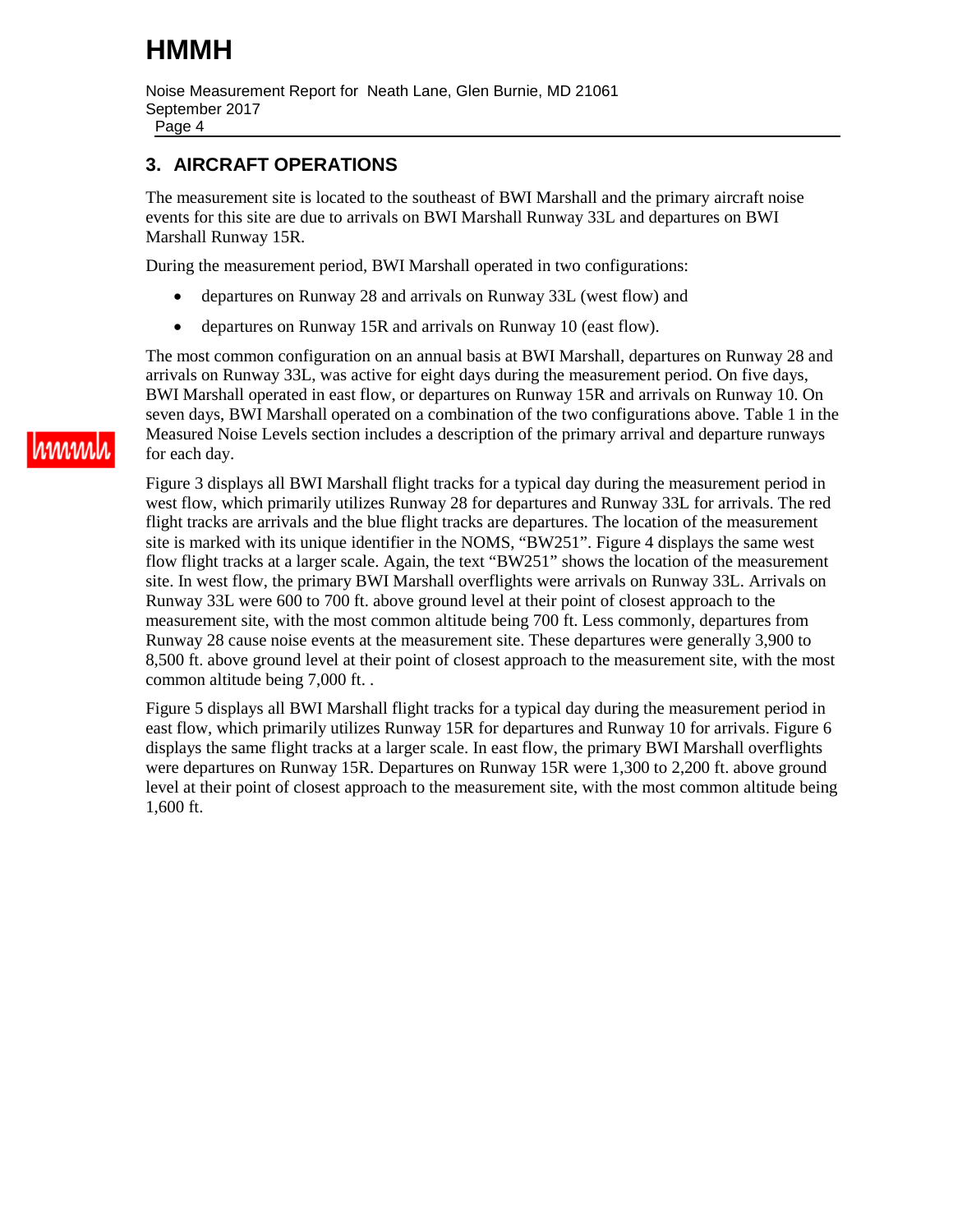## 3. AIRCRAFT OPERATIONS

The measurement site is located to the southeast of BWI Marshall and the primary aircraft noise events for this site are due to arrivals on BWI Marshall Runway 33L and departures on BWI Marshall Runway 15R.

During the measurement period, BWI Marshall operated in two configurations:

- departures on Runway 28 and arrivals on Runway 33L (west flow) and
- departures on Runway 15R and arrivals on Runway 10 (east flow).

The most common configuration on an annual basis at BWI Marshall, departures on Runway 28 and arrivals on Runway 33L, was active for eight days during the measurement period. On five days, BWI Marshall operated in east flow, or departures on Runway 15R and arrivals on Runway 10. On seven days, BWI Marshall operated on a combination of the two configurations above. Table 1 in the Measured Noise Levels section includes a description of the primary arrival and departure runways for each day.

Figure 3 displays all BWI Marshall flight tracks for a typical day during the measurement period in west flow, which primarily utilizes Runway 28 for departures and Runway 33L for arrivals. The red flight tracks are arrivals and the blue flight tracks are departures. The location of the measurement site is marked with its unique identifier in the NOMS, "BW251". Figure 4 displays the same west flow flight tracks at a larger scale. Again, the text "BW251" shows the location of the measurement site. In west flow, the primary BWI Marshall overflights were arrivals on Runway 33L. Arrivals on Runway 33L were 600 to 700 ft. above ground level at their point of closest approach to the measurement site, with the most common altitude being 700 ft. Less commonly, departures from Runway 28 cause noise events at the measurement site. These departures were generally 3,900 to 8,500 ft. above ground level at their point of closest approach to the measurement site, with the most common altitude being 7,000 ft. .

Figure 5 displays all BWI Marshall flight tracks for a typical day during the measurement period in east flow, which primarily utilizes Runway 15R for departures and Runway 10 for arrivals. Figure 6 displays the same flight tracks at a larger scale. In east flow, the primary BWI Marshall overflights were departures on Runway 15R. Departures on Runway 15R were 1,300 to 2,200 ft. above ground level at their point of closest approach to the measurement site, with the most common altitude being 1,600 ft.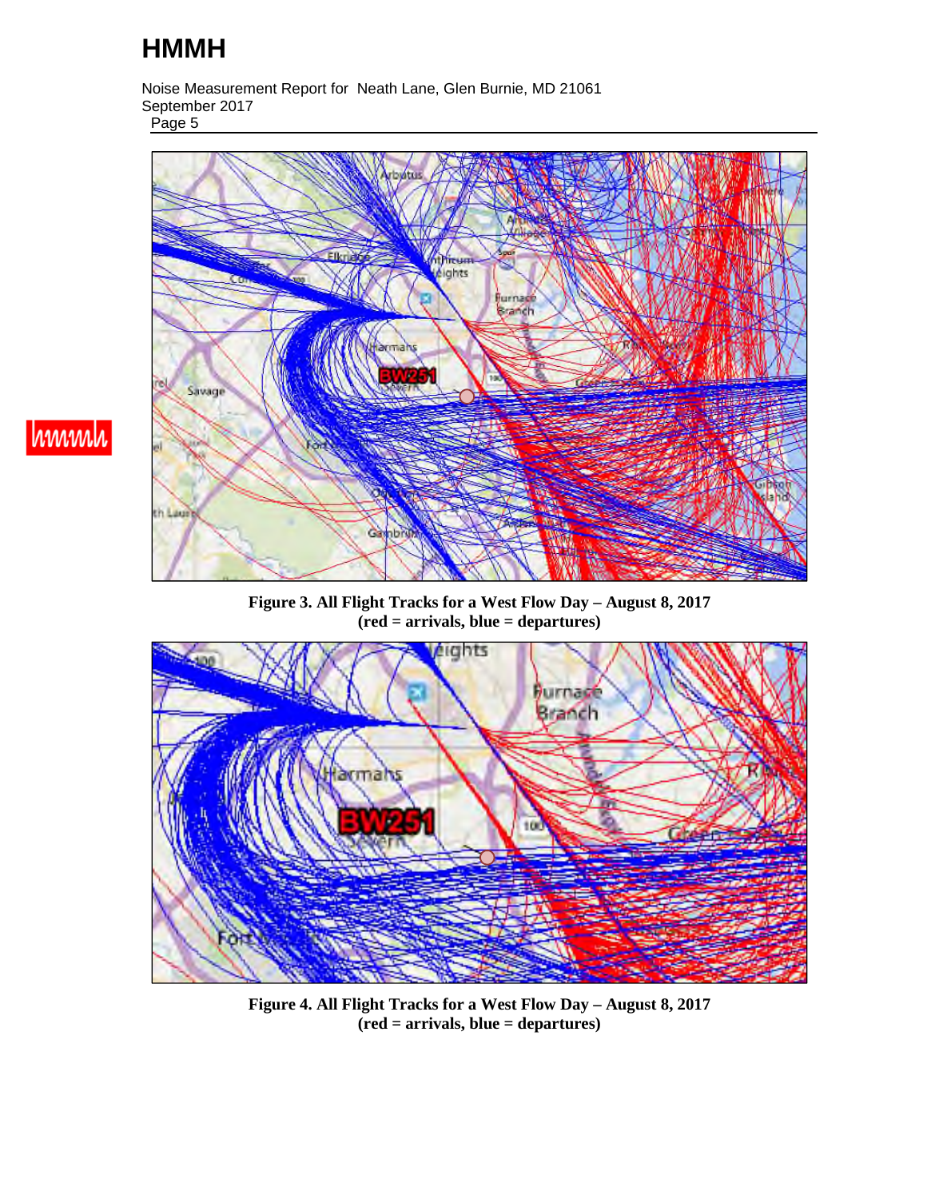**Figure 3. All Flight Tracks for a West Flow Day – August 8, 2017**
**(red = arrivals, blue = departures)**

**Figure 4. All Flight Tracks for a West Flow Day – August 8, 2017**
**(red = arrivals, blue = departures)**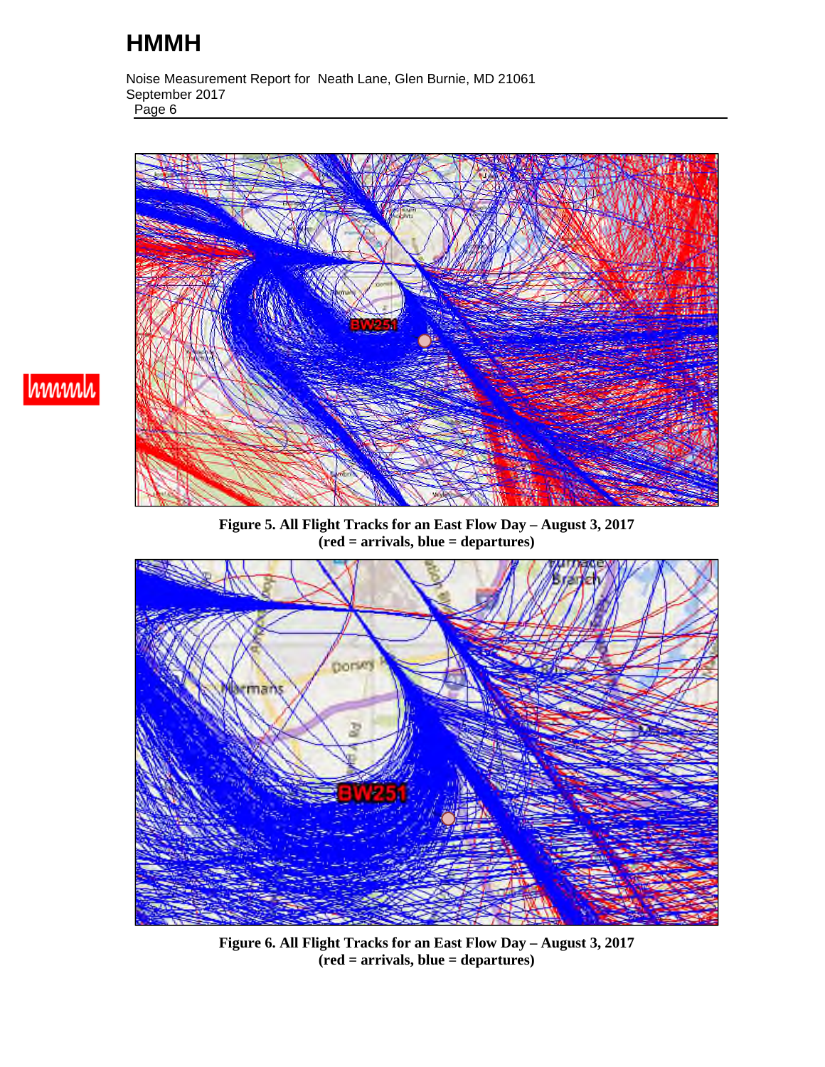**Figure 5. All Flight Tracks for an East Flow Day – August 3, 2017**
**(red = arrivals, blue = departures)**

**Figure 6. All Flight Tracks for an East Flow Day – August 3, 2017**
**(red = arrivals, blue = departures)**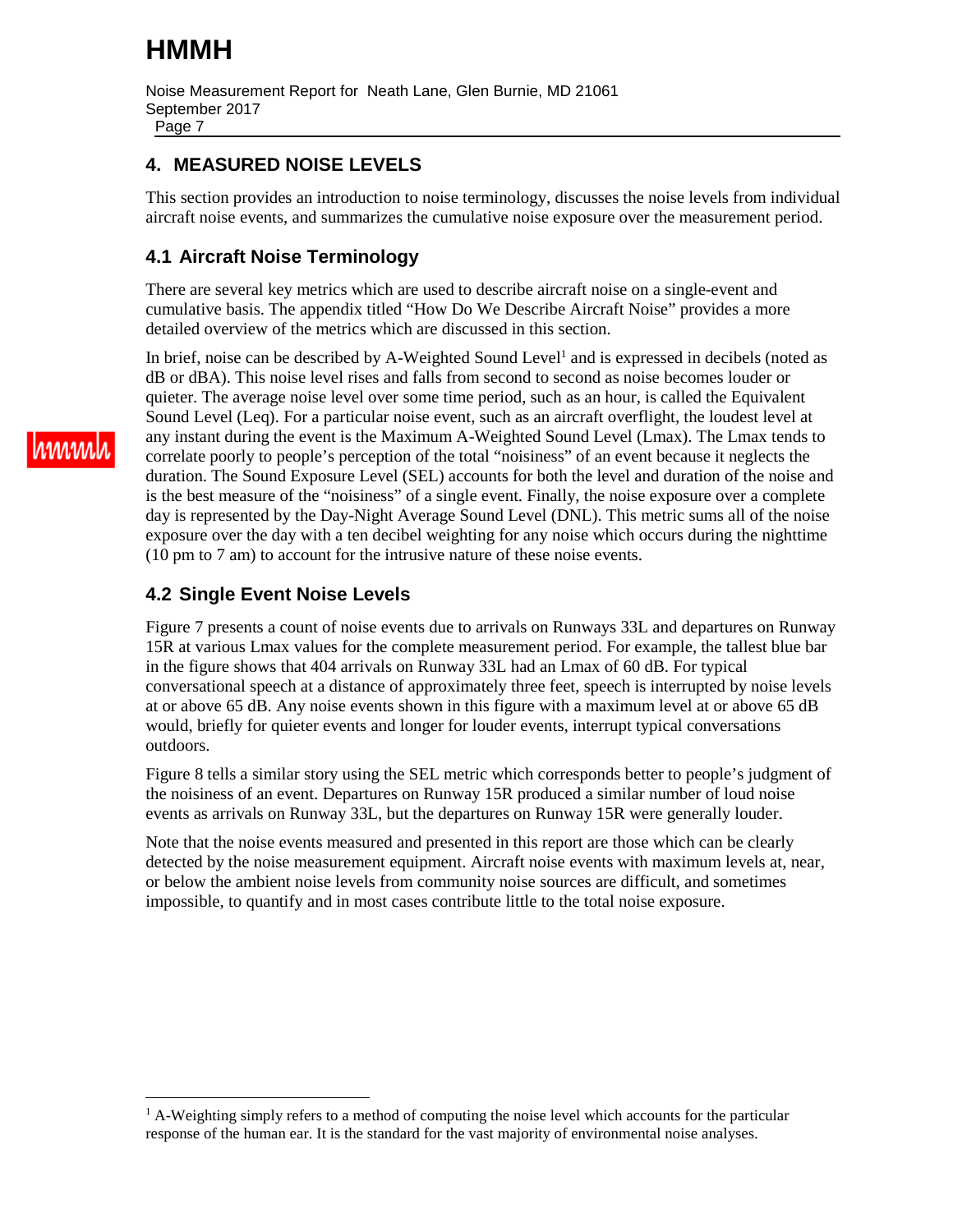## 4. MEASURED NOISE LEVELS

This section provides an introduction to noise terminology, discusses the noise levels from individual aircraft noise events, and summarizes the cumulative noise exposure over the measurement period.

### 4.1 Aircraft Noise Terminology

There are several key metrics which are used to describe aircraft noise on a single-event and cumulative basis. The appendix titled "How Do We Describe Aircraft Noise" provides a more detailed overview of the metrics which are discussed in this section.

In brief, noise can be described by A-Weighted Sound Level[1] and is expressed in decibels (noted as dB or dBA). This noise level rises and falls from second to second as noise becomes louder or quieter. The average noise level over some time period, such as an hour, is called the Equivalent Sound Level (Leq). For a particular noise event, such as an aircraft overflight, the loudest level at any instant during the event is the Maximum A-Weighted Sound Level (Lmax). The Lmax tends to correlate poorly to people's perception of the total "noisiness" of an event because it neglects the duration. The Sound Exposure Level (SEL) accounts for both the level and duration of the noise and is the best measure of the "noisiness" of a single event. Finally, the noise exposure over a complete day is represented by the Day-Night Average Sound Level (DNL). This metric sums all of the noise exposure over the day with a ten decibel weighting for any noise which occurs during the nighttime (10 pm to 7 am) to account for the intrusive nature of these noise events.

### 4.2 Single Event Noise Levels

Figure 7 presents a count of noise events due to arrivals on Runways 33L and departures on Runway 15R at various Lmax values for the complete measurement period. For example, the tallest blue bar in the figure shows that 404 arrivals on Runway 33L had an Lmax of 60 dB. For typical conversational speech at a distance of approximately three feet, speech is interrupted by noise levels at or above 65 dB. Any noise events shown in this figure with a maximum level at or above 65 dB would, briefly for quieter events and longer for louder events, interrupt typical conversations outdoors.

Figure 8 tells a similar story using the SEL metric which corresponds better to people's judgment of the noisiness of an event. Departures on Runway 15R produced a similar number of loud noise events as arrivals on Runway 33L, but the departures on Runway 15R were generally louder.

Note that the noise events measured and presented in this report are those which can be clearly detected by the noise measurement equipment. Aircraft noise events with maximum levels at, near, or below the ambient noise levels from community noise sources are difficult, and sometimes impossible, to quantify and in most cases contribute little to the total noise exposure.

[1] A-Weighting simply refers to a method of computing the noise level which accounts for the particular response of the human ear. It is the standard for the vast majority of environmental noise analyses.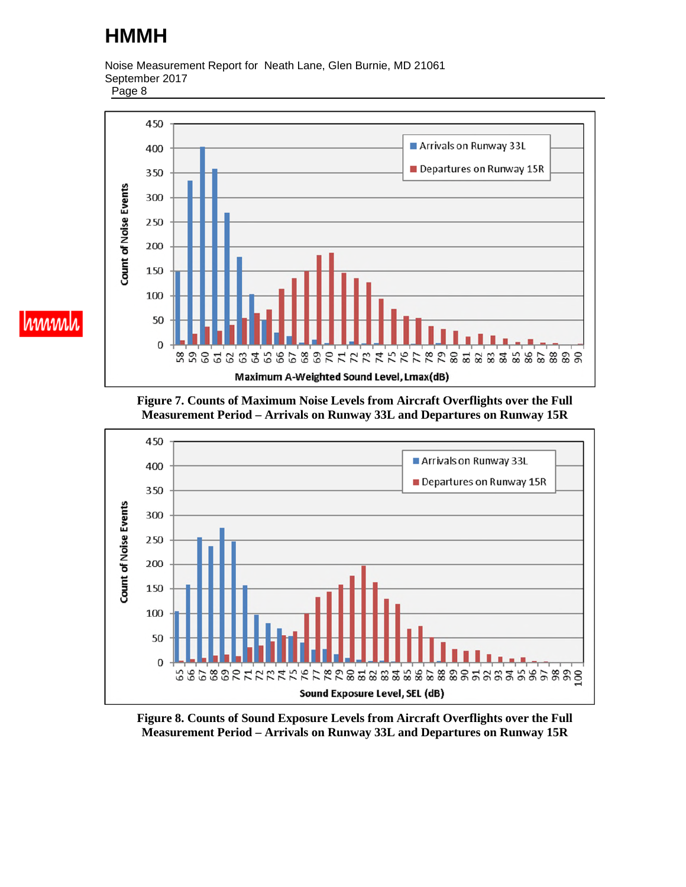Figure 7. Counts of Maximum Noise Levels from Aircraft Overflights over the Full Measurement Period – Arrivals on Runway 33L and Departures on Runway 15R

Figure 8. Counts of Sound Exposure Levels from Aircraft Overflights over the Full Measurement Period – Arrivals on Runway 33L and Departures on Runway 15R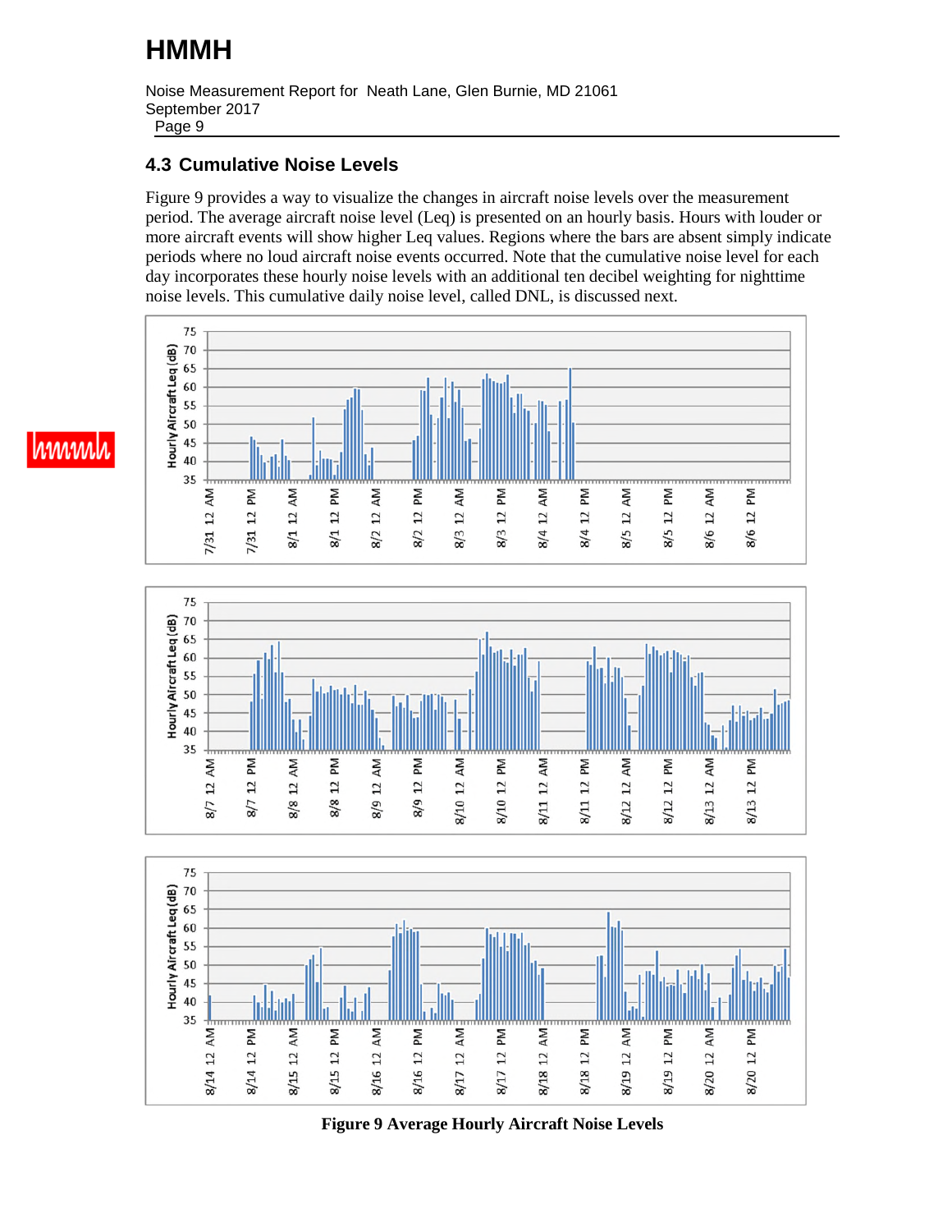## 4.3 Cumulative Noise Levels

Figure 9 provides a way to visualize the changes in aircraft noise levels over the measurement period. The average aircraft noise level (Leq) is presented on an hourly basis. Hours with louder or more aircraft events will show higher Leq values. Regions where the bars are absent simply indicate periods where no loud aircraft noise events occurred. Note that the cumulative noise level for each day incorporates these hourly noise levels with an additional ten decibel weighting for nighttime noise levels. This cumulative daily noise level, called DNL, is discussed next.

**Figure 9 Average Hourly Aircraft Noise Levels**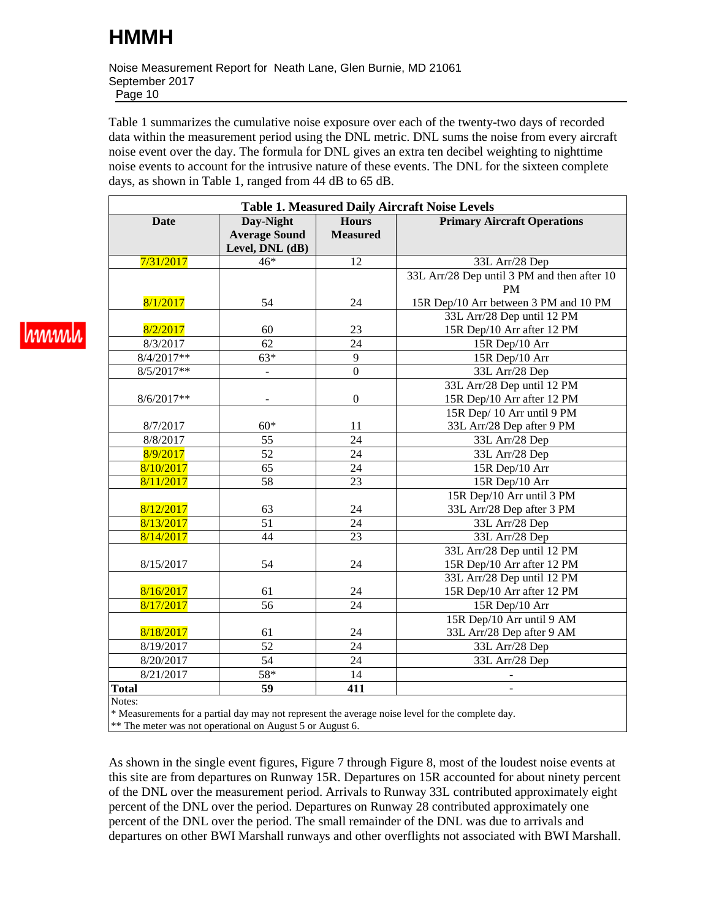Table 1 summarizes the cumulative noise exposure over each of the twenty-two days of recorded data within the measurement period using the DNL metric. DNL sums the noise from every aircraft noise event over the day. The formula for DNL gives an extra ten decibel weighting to nighttime noise events to account for the intrusive nature of these events. The DNL for the sixteen complete days, as shown in Table 1, ranged from 44 dB to 65 dB.

**Table 1. Measured Daily Aircraft Noise Levels**

| Date | Day-Night Average Sound Level, DNL (dB) | Hours Measured | Primary Aircraft Operations |
|---|---|---|---|
| 7/31/2017 | 46* | 12 | 33L Arr/28 Dep |
| 8/1/2017 | 54 | 24 | 33L Arr/28 Dep until 3 PM and then after 10 PM<br>15R Dep/10 Arr between 3 PM and 10 PM |
| 8/2/2017 | 60 | 23 | 33L Arr/28 Dep until 12 PM<br>15R Dep/10 Arr after 12 PM |
| 8/3/2017 | 62 | 24 | 15R Dep/10 Arr |
| 8/4/2017** | 63* | 9 | 15R Dep/10 Arr |
| 8/5/2017** | - | 0 | 33L Arr/28 Dep |
| 8/6/2017** | - | 0 | 33L Arr/28 Dep until 12 PM<br>15R Dep/10 Arr after 12 PM |
| 8/7/2017 | 60* | 11 | 15R Dep/ 10 Arr until 9 PM<br>33L Arr/28 Dep after 9 PM |
| 8/8/2017 | 55 | 24 | 33L Arr/28 Dep |
| 8/9/2017 | 52 | 24 | 33L Arr/28 Dep |
| 8/10/2017 | 65 | 24 | 15R Dep/10 Arr |
| 8/11/2017 | 58 | 23 | 15R Dep/10 Arr |
| 8/12/2017 | 63 | 24 | 15R Dep/10 Arr until 3 PM<br>33L Arr/28 Dep after 3 PM |
| 8/13/2017 | 51 | 24 | 33L Arr/28 Dep |
| 8/14/2017 | 44 | 23 | 33L Arr/28 Dep |
| 8/15/2017 | 54 | 24 | 33L Arr/28 Dep until 12 PM<br>15R Dep/10 Arr after 12 PM |
| 8/16/2017 | 61 | 24 | 33L Arr/28 Dep until 12 PM<br>15R Dep/10 Arr after 12 PM |
| 8/17/2017 | 56 | 24 | 15R Dep/10 Arr |
| 8/18/2017 | 61 | 24 | 15R Dep/10 Arr until 9 AM<br>33L Arr/28 Dep after 9 AM |
| 8/19/2017 | 52 | 24 | 33L Arr/28 Dep |
| 8/20/2017 | 54 | 24 | 33L Arr/28 Dep |
| 8/21/2017 | 58* | 14 | - |
| **Total** | **59** | **411** | - |

Notes:
\* Measurements for a partial day may not represent the average noise level for the complete day.
\** The meter was not operational on August 5 or August 6.

As shown in the single event figures, Figure 7 through Figure 8, most of the loudest noise events at this site are from departures on Runway 15R. Departures on 15R accounted for about ninety percent of the DNL over the measurement period. Arrivals to Runway 33L contributed approximately eight percent of the DNL over the period. Departures on Runway 28 contributed approximately one percent of the DNL over the period. The small remainder of the DNL was due to arrivals and departures on other BWI Marshall runways and other overflights not associated with BWI Marshall.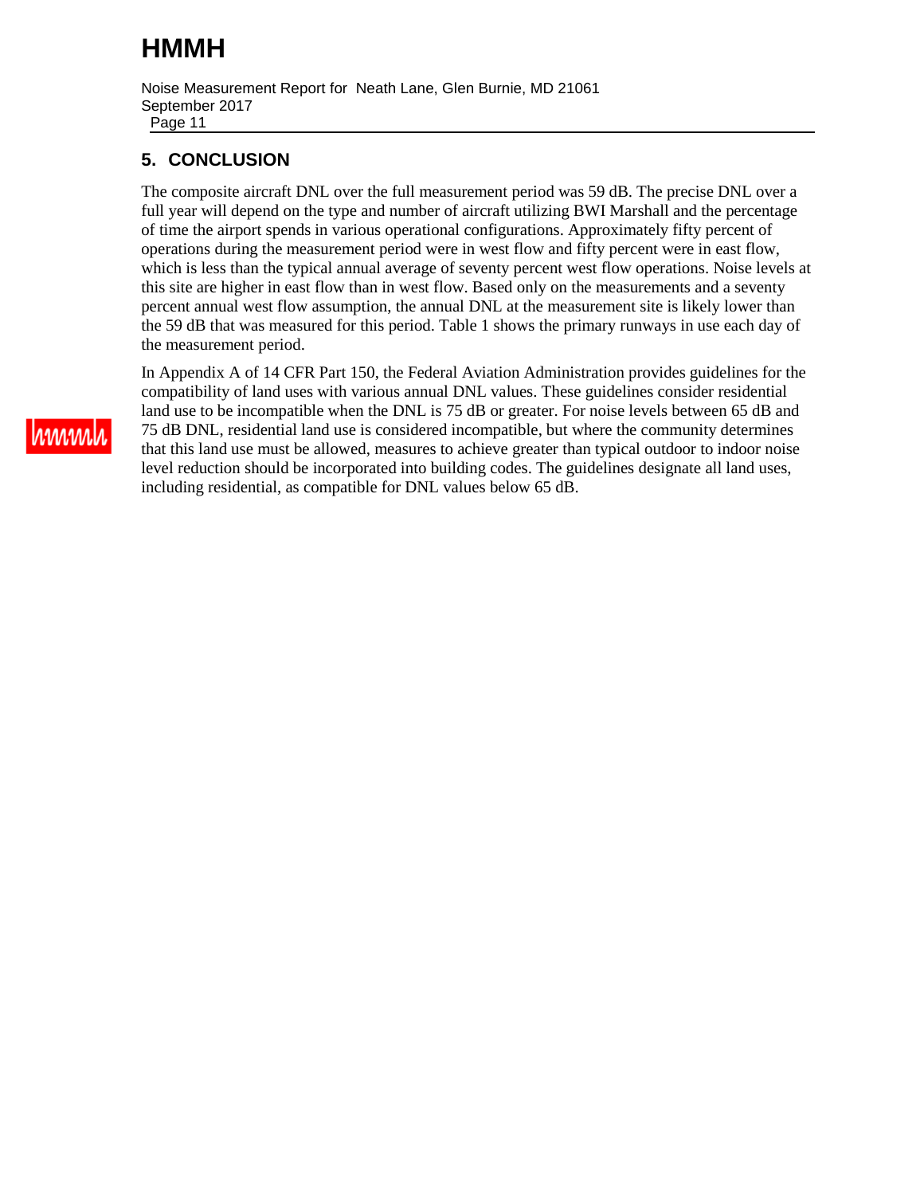## 5. CONCLUSION

The composite aircraft DNL over the full measurement period was 59 dB. The precise DNL over a full year will depend on the type and number of aircraft utilizing BWI Marshall and the percentage of time the airport spends in various operational configurations. Approximately fifty percent of operations during the measurement period were in west flow and fifty percent were in east flow, which is less than the typical annual average of seventy percent west flow operations. Noise levels at this site are higher in east flow than in west flow. Based only on the measurements and a seventy percent annual west flow assumption, the annual DNL at the measurement site is likely lower than the 59 dB that was measured for this period. Table 1 shows the primary runways in use each day of the measurement period.

In Appendix A of 14 CFR Part 150, the Federal Aviation Administration provides guidelines for the compatibility of land uses with various annual DNL values. These guidelines consider residential land use to be incompatible when the DNL is 75 dB or greater. For noise levels between 65 dB and 75 dB DNL, residential land use is considered incompatible, but where the community determines that this land use must be allowed, measures to achieve greater than typical outdoor to indoor noise level reduction should be incorporated into building codes. The guidelines designate all land uses, including residential, as compatible for DNL values below 65 dB.